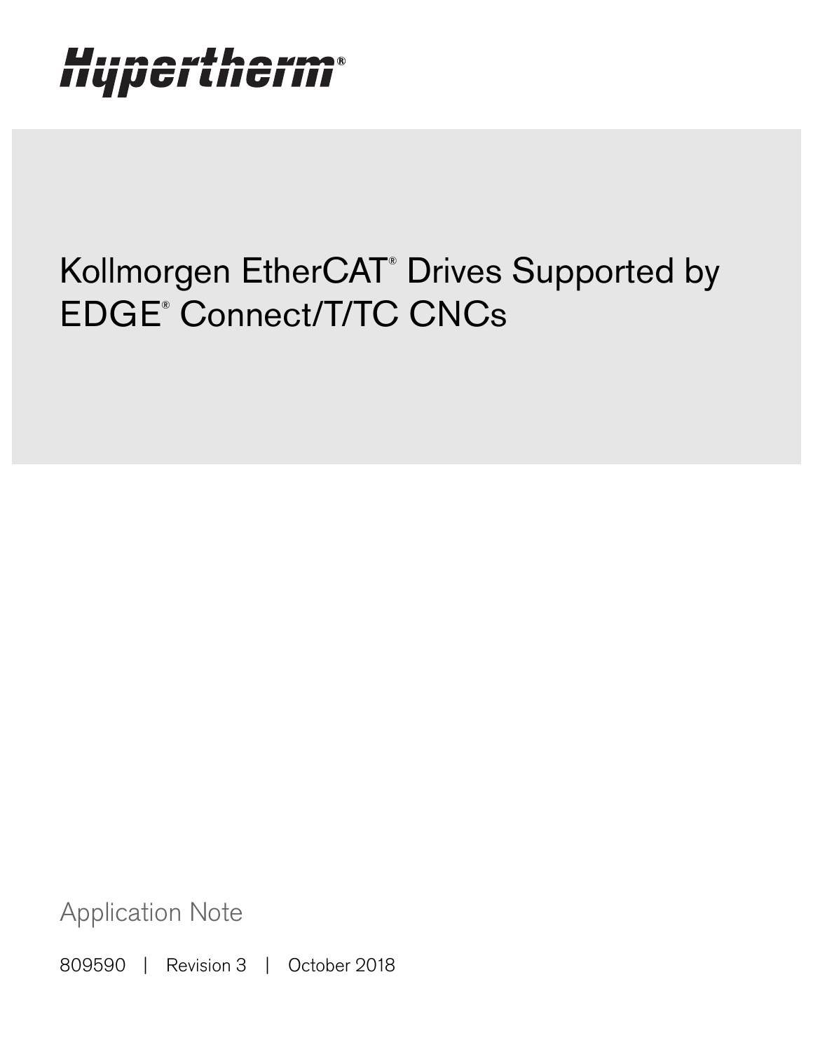Hypertherm®

# Kollmorgen EtherCAT® Drives Supported by EDGE® Connect/T/TC CNCs

Application Note

809590 | Revision 3 | October 2018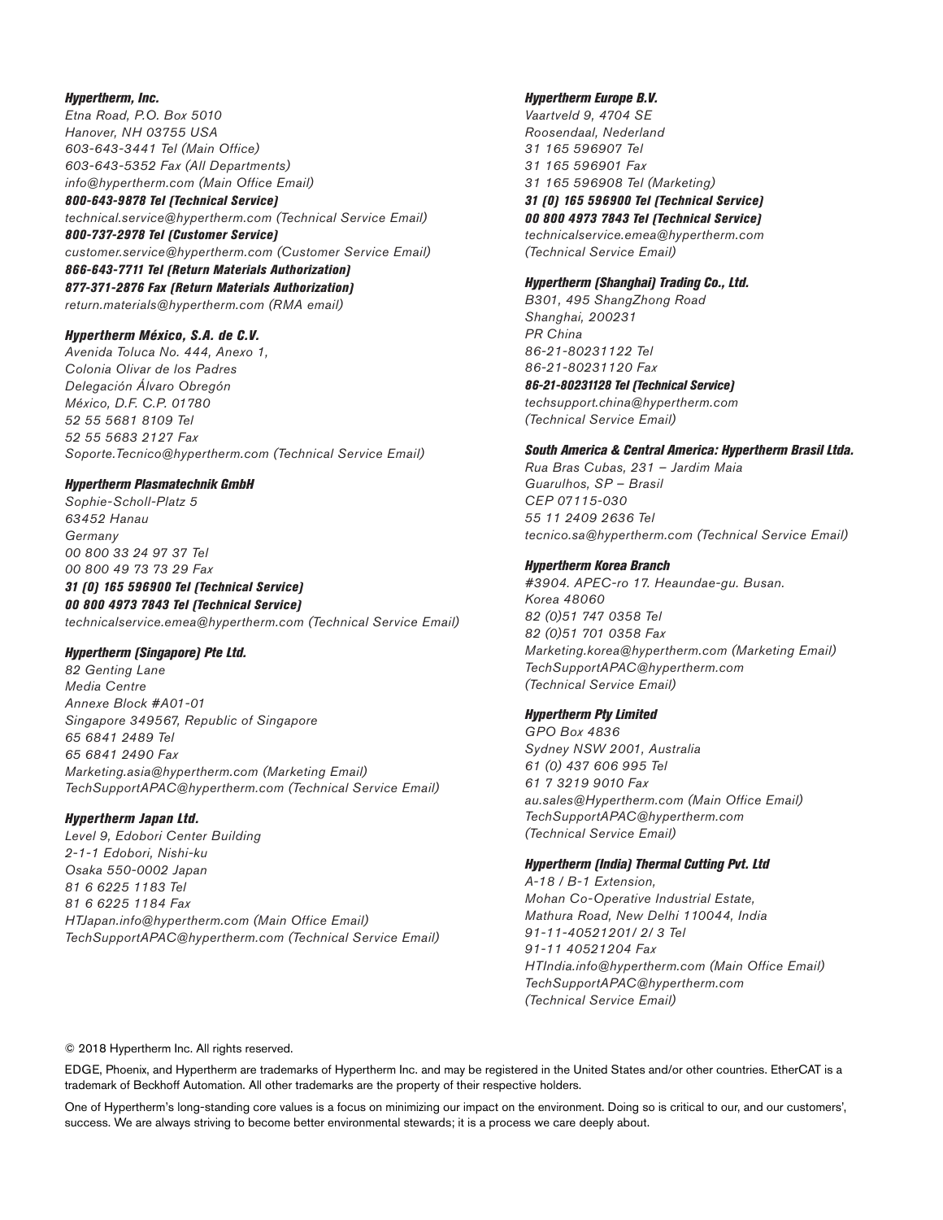***Hypertherm, Inc.***
*Etna Road, P.O. Box 5010*
*Hanover, NH 03755 USA*
*603-643-3441 Tel (Main Office)*
*603-643-5352 Fax (All Departments)*
*info@hypertherm.com (Main Office Email)*
***800-643-9878 Tel (Technical Service)***
*technical.service@hypertherm.com (Technical Service Email)*
***800-737-2978 Tel (Customer Service)***
*customer.service@hypertherm.com (Customer Service Email)*
***866-643-7711 Tel (Return Materials Authorization)***
***877-371-2876 Fax (Return Materials Authorization)***
*return.materials@hypertherm.com (RMA email)*

***Hypertherm México, S.A. de C.V.***
*Avenida Toluca No. 444, Anexo 1,*
*Colonia Olivar de los Padres*
*Delegación Álvaro Obregón*
*México, D.F. C.P. 01780*
*52 55 5681 8109 Tel*
*52 55 5683 2127 Fax*
*Soporte.Tecnico@hypertherm.com (Technical Service Email)*

***Hypertherm Plasmatechnik GmbH***
*Sophie-Scholl-Platz 5*
*63452 Hanau*
*Germany*
*00 800 33 24 97 37 Tel*
*00 800 49 73 73 29 Fax*
***31 (0) 165 596900 Tel (Technical Service)***
***00 800 4973 7843 Tel (Technical Service)***
*technicalservice.emea@hypertherm.com (Technical Service Email)*

***Hypertherm (Singapore) Pte Ltd.***
*82 Genting Lane*
*Media Centre*
*Annexe Block #A01-01*
*Singapore 349567, Republic of Singapore*
*65 6841 2489 Tel*
*65 6841 2490 Fax*
*Marketing.asia@hypertherm.com (Marketing Email)*
*TechSupportAPAC@hypertherm.com (Technical Service Email)*

***Hypertherm Japan Ltd.***
*Level 9, Edobori Center Building*
*2-1-1 Edobori, Nishi-ku*
*Osaka 550-0002 Japan*
*81 6 6225 1183 Tel*
*81 6 6225 1184 Fax*
*HTJapan.info@hypertherm.com (Main Office Email)*
*TechSupportAPAC@hypertherm.com (Technical Service Email)*

***Hypertherm Europe B.V.***
*Vaartveld 9, 4704 SE*
*Roosendaal, Nederland*
*31 165 596907 Tel*
*31 165 596901 Fax*
*31 165 596908 Tel (Marketing)*
***31 (0) 165 596900 Tel (Technical Service)***
***00 800 4973 7843 Tel (Technical Service)***
*technicalservice.emea@hypertherm.com*
*(Technical Service Email)*

***Hypertherm (Shanghai) Trading Co., Ltd.***
*B301, 495 ShangZhong Road*
*Shanghai, 200231*
*PR China*
*86-21-80231122 Tel*
*86-21-80231120 Fax*
***86-21-80231128 Tel (Technical Service)***
*techsupport.china@hypertherm.com*
*(Technical Service Email)*

***South America & Central America: Hypertherm Brasil Ltda.***
*Rua Bras Cubas, 231 – Jardim Maia*
*Guarulhos, SP – Brasil*
*CEP 07115-030*
*55 11 2409 2636 Tel*
*tecnico.sa@hypertherm.com (Technical Service Email)*

***Hypertherm Korea Branch***
*#3904. APEC-ro 17. Heaundae-gu. Busan.*
*Korea 48060*
*82 (0)51 747 0358 Tel*
*82 (0)51 701 0358 Fax*
*Marketing.korea@hypertherm.com (Marketing Email)*
*TechSupportAPAC@hypertherm.com*
*(Technical Service Email)*

***Hypertherm Pty Limited***
*GPO Box 4836*
*Sydney NSW 2001, Australia*
*61 (0) 437 606 995 Tel*
*61 7 3219 9010 Fax*
*au.sales@Hypertherm.com (Main Office Email)*
*TechSupportAPAC@hypertherm.com*
*(Technical Service Email)*

***Hypertherm (India) Thermal Cutting Pvt. Ltd***
*A-18 / B-1 Extension,*
*Mohan Co-Operative Industrial Estate,*
*Mathura Road, New Delhi 110044, India*
*91-11-40521201/ 2/ 3 Tel*
*91-11 40521204 Fax*
*HTIndia.info@hypertherm.com (Main Office Email)*
*TechSupportAPAC@hypertherm.com*
*(Technical Service Email)*

© 2018 Hypertherm Inc. All rights reserved.

EDGE, Phoenix, and Hypertherm are trademarks of Hypertherm Inc. and may be registered in the United States and/or other countries. EtherCAT is a trademark of Beckhoff Automation. All other trademarks are the property of their respective holders.

One of Hypertherm's long-standing core values is a focus on minimizing our impact on the environment. Doing so is critical to our, and our customers', success. We are always striving to become better environmental stewards; it is a process we care deeply about.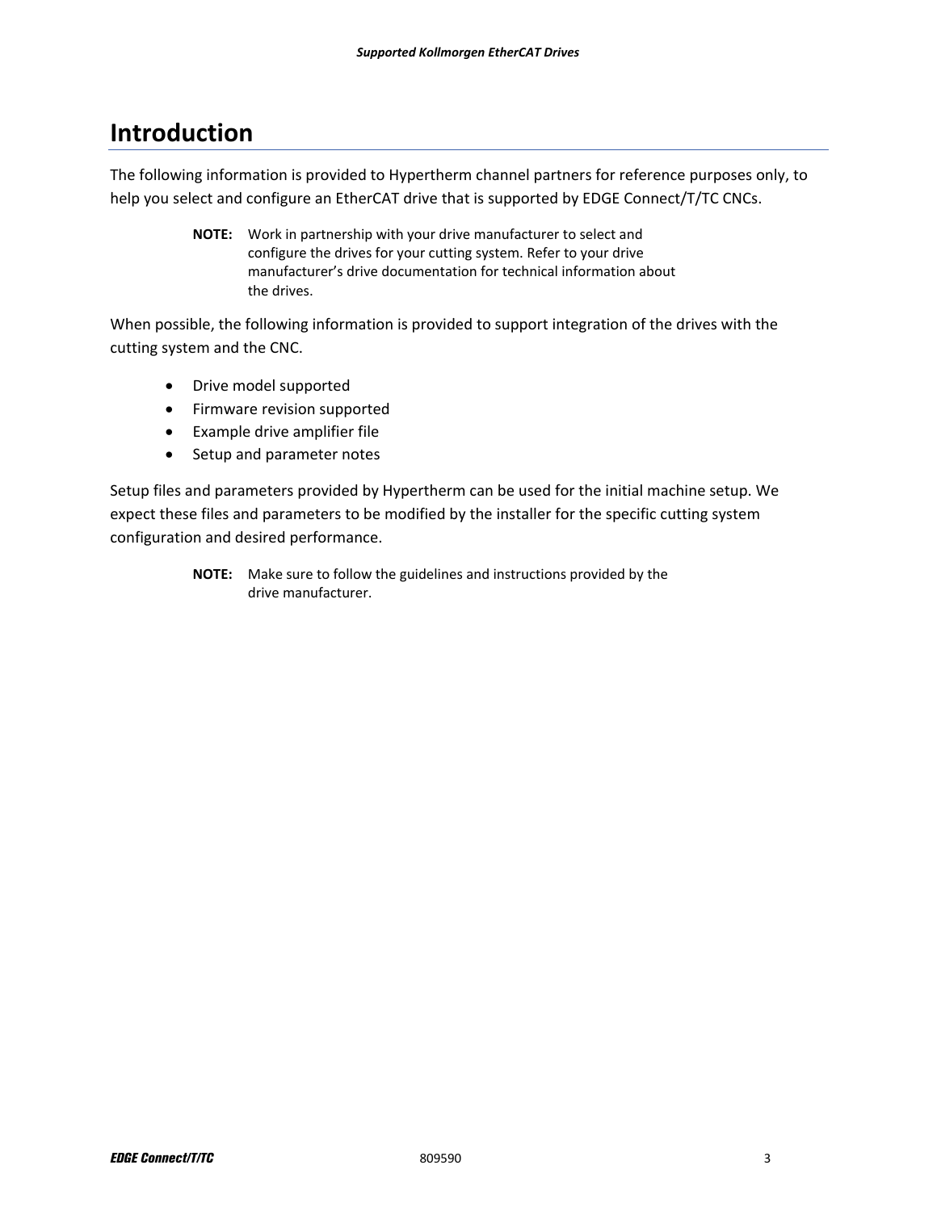# Introduction

The following information is provided to Hypertherm channel partners for reference purposes only, to help you select and configure an EtherCAT drive that is supported by EDGE Connect/T/TC CNCs.

> **NOTE:** Work in partnership with your drive manufacturer to select and configure the drives for your cutting system. Refer to your drive manufacturer's drive documentation for technical information about the drives.

When possible, the following information is provided to support integration of the drives with the cutting system and the CNC.

- Drive model supported
- Firmware revision supported
- Example drive amplifier file
- Setup and parameter notes

Setup files and parameters provided by Hypertherm can be used for the initial machine setup. We expect these files and parameters to be modified by the installer for the specific cutting system configuration and desired performance.

> **NOTE:** Make sure to follow the guidelines and instructions provided by the drive manufacturer.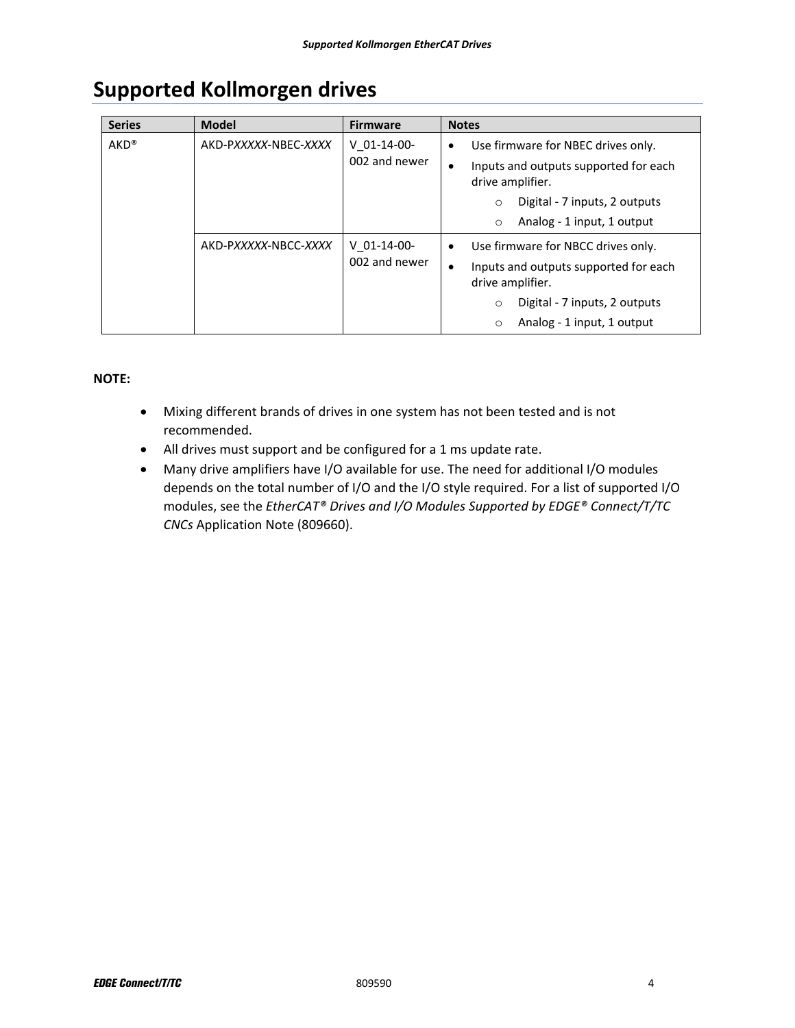# Supported Kollmorgen drives

| Series | Model | Firmware | Notes |
|---|---|---|---|
| AKD® | AKD-P*XXXXX*-NBEC-*XXXX* | V_01-14-00-002 and newer | • Use firmware for NBEC drives only.<br>• Inputs and outputs supported for each drive amplifier.<br>  ○ Digital - 7 inputs, 2 outputs<br>  ○ Analog - 1 input, 1 output |
| | AKD-P*XXXXX*-NBCC-*XXXX* | V_01-14-00-002 and newer | • Use firmware for NBCC drives only.<br>• Inputs and outputs supported for each drive amplifier.<br>  ○ Digital - 7 inputs, 2 outputs<br>  ○ Analog - 1 input, 1 output |

**NOTE:**

- Mixing different brands of drives in one system has not been tested and is not recommended.
- All drives must support and be configured for a 1 ms update rate.
- Many drive amplifiers have I/O available for use. The need for additional I/O modules depends on the total number of I/O and the I/O style required. For a list of supported I/O modules, see the *EtherCAT® Drives and I/O Modules Supported by EDGE® Connect/T/TC CNCs* Application Note (809660).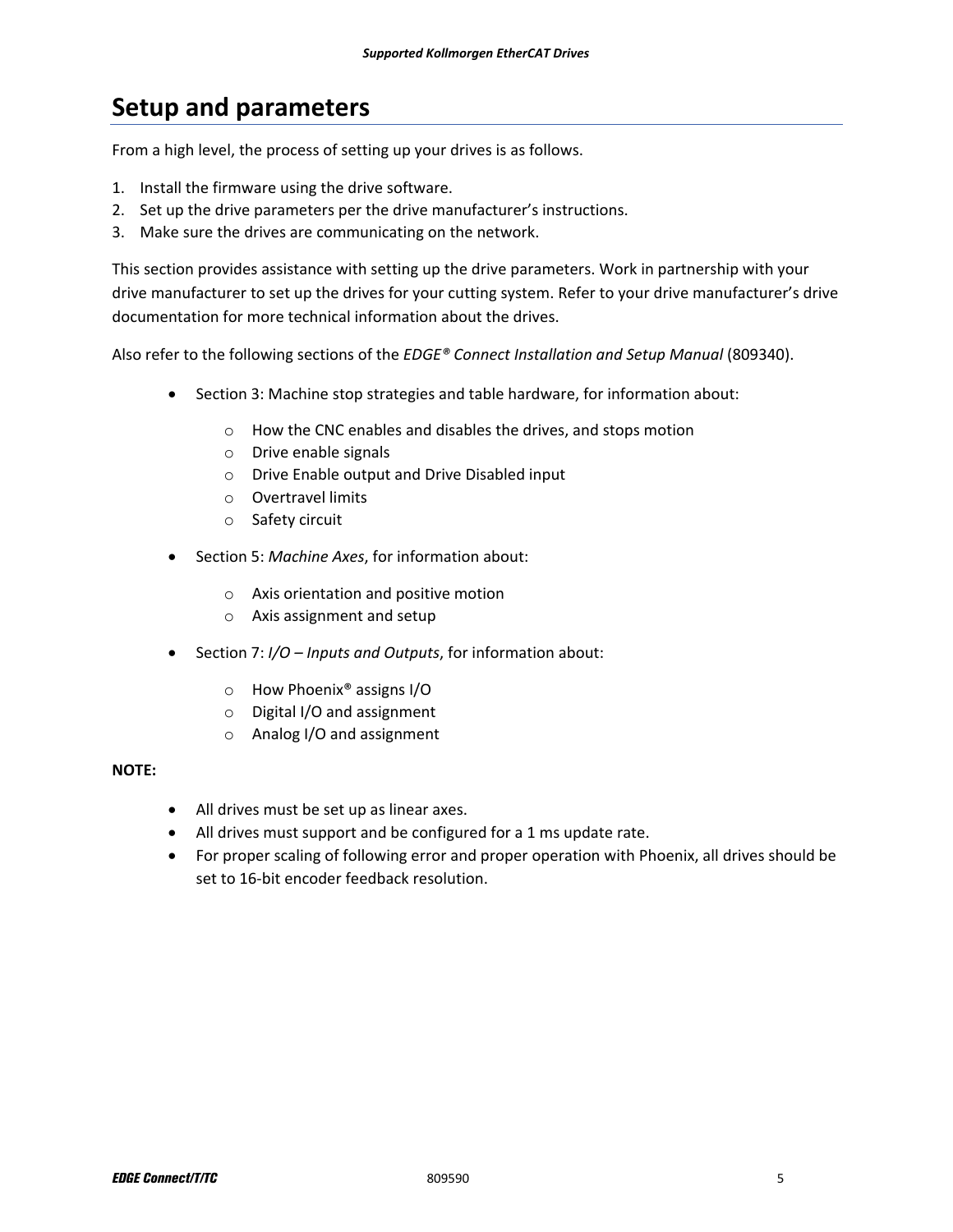# Setup and parameters

From a high level, the process of setting up your drives is as follows.

1. Install the firmware using the drive software.
2. Set up the drive parameters per the drive manufacturer's instructions.
3. Make sure the drives are communicating on the network.

This section provides assistance with setting up the drive parameters. Work in partnership with your drive manufacturer to set up the drives for your cutting system. Refer to your drive manufacturer's drive documentation for more technical information about the drives.

Also refer to the following sections of the *EDGE® Connect Installation and Setup Manual* (809340).

- Section 3: Machine stop strategies and table hardware, for information about:
    - How the CNC enables and disables the drives, and stops motion
    - Drive enable signals
    - Drive Enable output and Drive Disabled input
    - Overtravel limits
    - Safety circuit
- Section 5: *Machine Axes*, for information about:
    - Axis orientation and positive motion
    - Axis assignment and setup
- Section 7: *I/O – Inputs and Outputs*, for information about:
    - How Phoenix® assigns I/O
    - Digital I/O and assignment
    - Analog I/O and assignment

**NOTE:**

- All drives must be set up as linear axes.
- All drives must support and be configured for a 1 ms update rate.
- For proper scaling of following error and proper operation with Phoenix, all drives should be set to 16-bit encoder feedback resolution.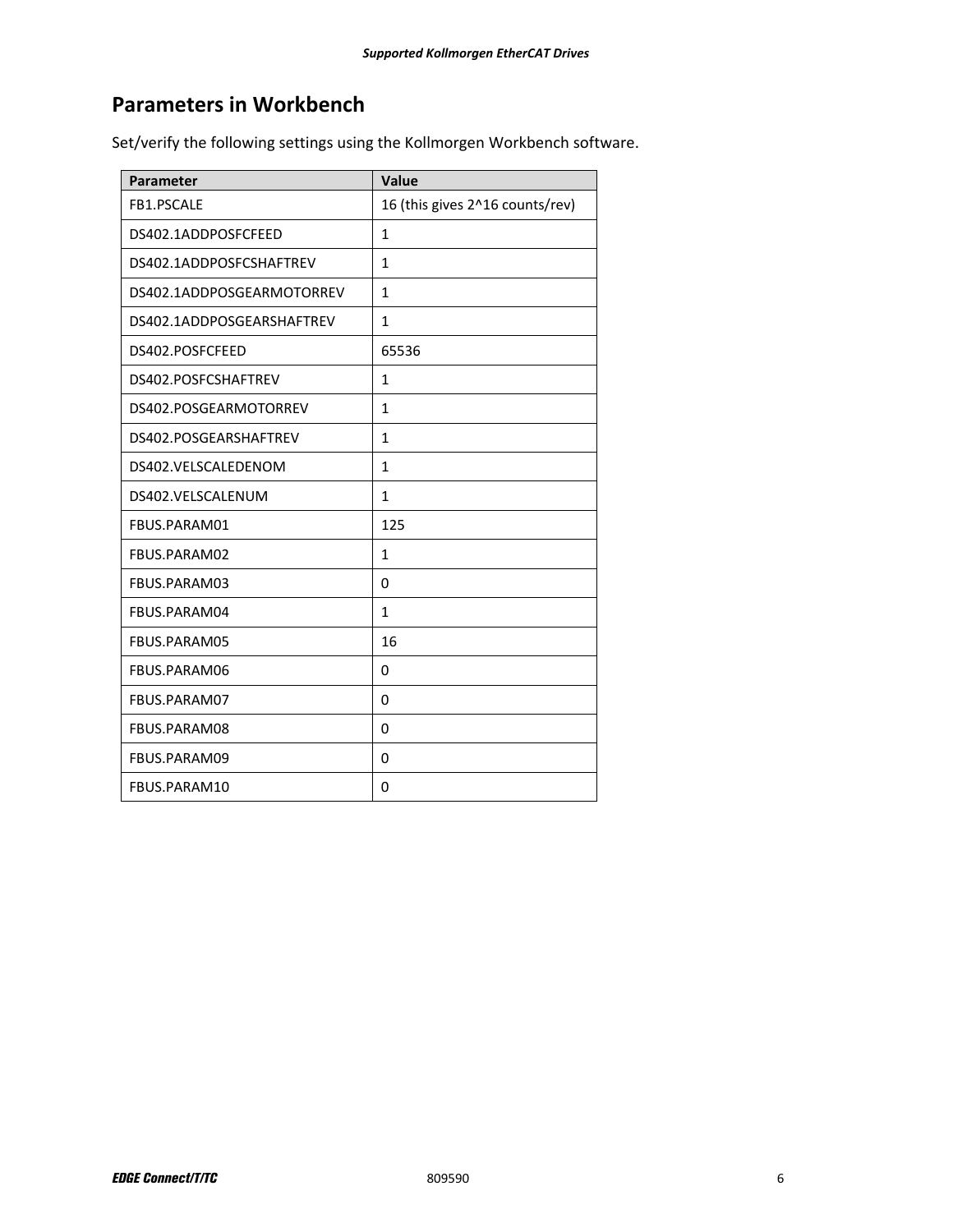## Parameters in Workbench

Set/verify the following settings using the Kollmorgen Workbench software.

| Parameter | Value |
| --- | --- |
| FB1.PSCALE | 16 (this gives 2^16 counts/rev) |
| DS402.1ADDPOSFCFEED | 1 |
| DS402.1ADDPOSFCSHAFTREV | 1 |
| DS402.1ADDPOSGEARMOTORREV | 1 |
| DS402.1ADDPOSGEARSHAFTREV | 1 |
| DS402.POSFCFEED | 65536 |
| DS402.POSFCSHAFTREV | 1 |
| DS402.POSGEARMOTORREV | 1 |
| DS402.POSGEARSHAFTREV | 1 |
| DS402.VELSCALEDENOM | 1 |
| DS402.VELSCALENUM | 1 |
| FBUS.PARAM01 | 125 |
| FBUS.PARAM02 | 1 |
| FBUS.PARAM03 | 0 |
| FBUS.PARAM04 | 1 |
| FBUS.PARAM05 | 16 |
| FBUS.PARAM06 | 0 |
| FBUS.PARAM07 | 0 |
| FBUS.PARAM08 | 0 |
| FBUS.PARAM09 | 0 |
| FBUS.PARAM10 | 0 |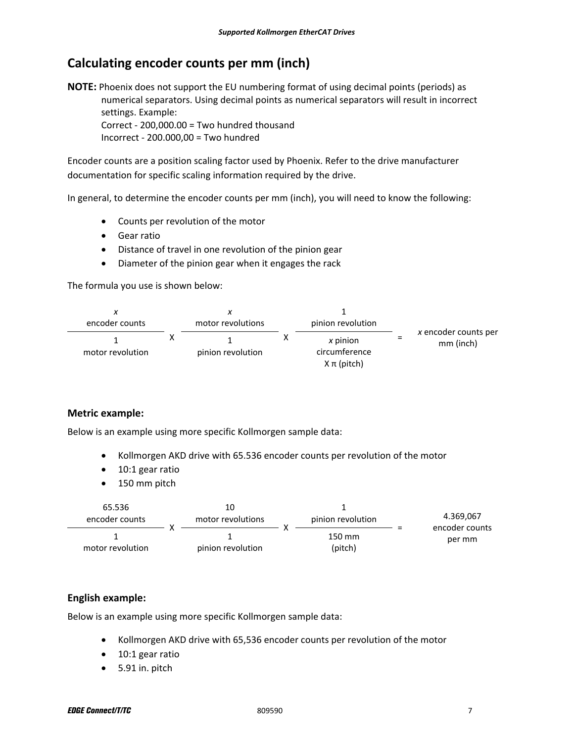## Calculating encoder counts per mm (inch)

**NOTE:** Phoenix does not support the EU numbering format of using decimal points (periods) as numerical separators. Using decimal points as numerical separators will result in incorrect settings. Example:
Correct - 200,000.00 = Two hundred thousand
Incorrect - 200.000,00 = Two hundred

Encoder counts are a position scaling factor used by Phoenix. Refer to the drive manufacturer documentation for specific scaling information required by the drive.

In general, to determine the encoder counts per mm (inch), you will need to know the following:

- Counts per revolution of the motor
- Gear ratio
- Distance of travel in one revolution of the pinion gear
- Diameter of the pinion gear when it engages the rack

The formula you use is shown below:

$$\frac{x \text{ encoder counts}}{1 \text{ motor revolution}} \text{ X } \frac{x \text{ motor revolutions}}{1 \text{ pinion revolution}} \text{ X } \frac{1 \text{ pinion revolution}}{x \text{ pinion circumference X } \pi \text{ (pitch)}} = x \text{ encoder counts per mm (inch)}$$

### Metric example:

Below is an example using more specific Kollmorgen sample data:

- Kollmorgen AKD drive with 65.536 encoder counts per revolution of the motor
- 10:1 gear ratio
- 150 mm pitch

$$\frac{65.536 \text{ encoder counts}}{1 \text{ motor revolution}} \text{ X } \frac{10 \text{ motor revolutions}}{1 \text{ pinion revolution}} \text{ X } \frac{1 \text{ pinion revolution}}{150 \text{ mm (pitch)}} = 4.369{,}067 \text{ encoder counts per mm}$$

### English example:

Below is an example using more specific Kollmorgen sample data:

- Kollmorgen AKD drive with 65,536 encoder counts per revolution of the motor
- 10:1 gear ratio
- 5.91 in. pitch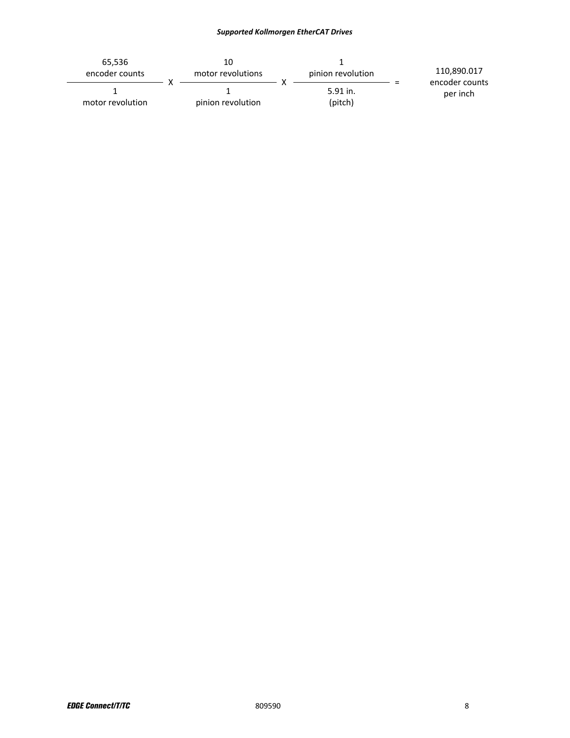$$\frac{65{,}536 \text{ encoder counts}}{1 \text{ motor revolution}} \times \frac{10 \text{ motor revolutions}}{1 \text{ pinion revolution}} \times \frac{1 \text{ pinion revolution}}{5.91 \text{ in. (pitch)}} = 110{,}890.017 \text{ encoder counts per inch}$$